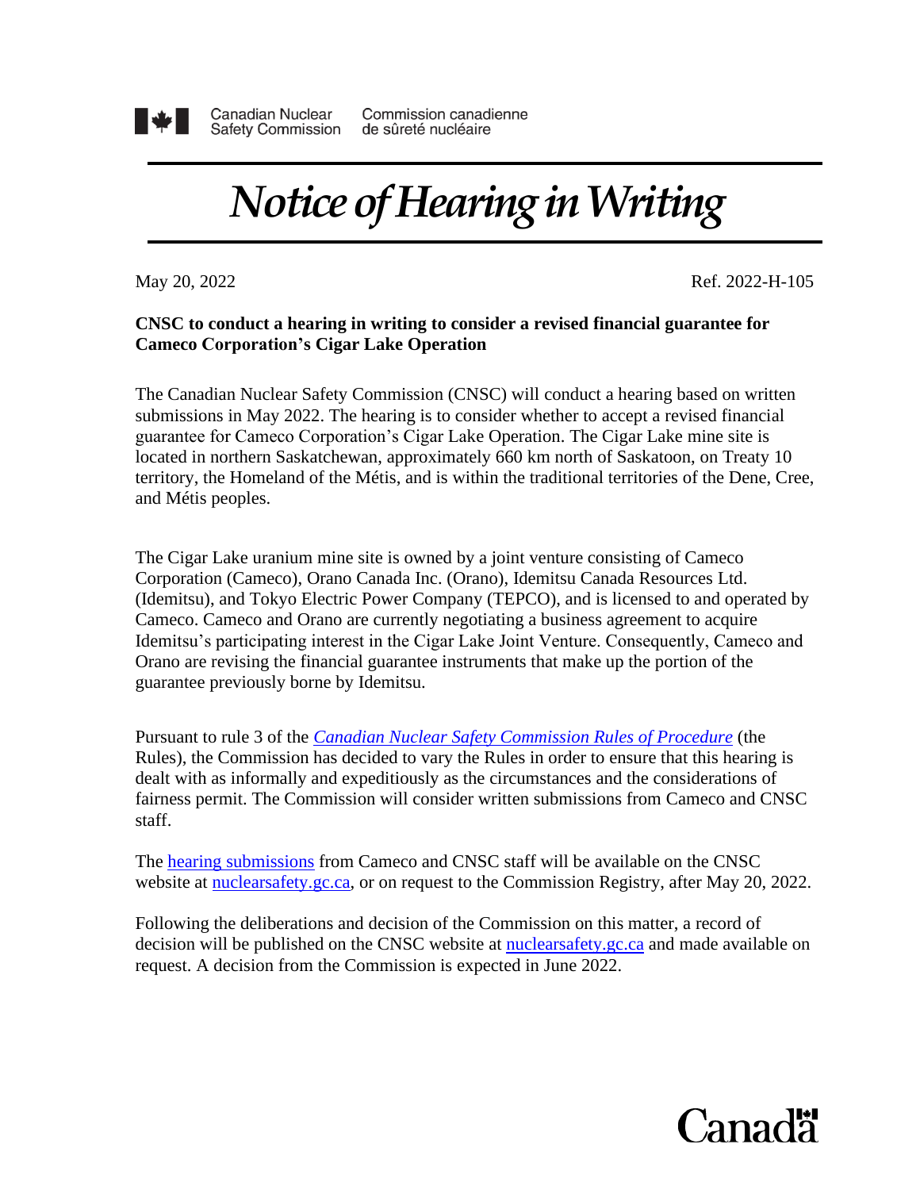Canadian Nuclear Safety Commission    Commission canadienne de sûreté nucléaire

# *Notice of Hearing in Writing*

May 20, 2022    Ref. 2022-H-105

**CNSC to conduct a hearing in writing to consider a revised financial guarantee for Cameco Corporation's Cigar Lake Operation**

The Canadian Nuclear Safety Commission (CNSC) will conduct a hearing based on written submissions in May 2022. The hearing is to consider whether to accept a revised financial guarantee for Cameco Corporation's Cigar Lake Operation. The Cigar Lake mine site is located in northern Saskatchewan, approximately 660 km north of Saskatoon, on Treaty 10 territory, the Homeland of the Métis, and is within the traditional territories of the Dene, Cree, and Métis peoples.

The Cigar Lake uranium mine site is owned by a joint venture consisting of Cameco Corporation (Cameco), Orano Canada Inc. (Orano), Idemitsu Canada Resources Ltd. (Idemitsu), and Tokyo Electric Power Company (TEPCO), and is licensed to and operated by Cameco. Cameco and Orano are currently negotiating a business agreement to acquire Idemitsu's participating interest in the Cigar Lake Joint Venture. Consequently, Cameco and Orano are revising the financial guarantee instruments that make up the portion of the guarantee previously borne by Idemitsu.

Pursuant to rule 3 of the *Canadian Nuclear Safety Commission Rules of Procedure* (the Rules), the Commission has decided to vary the Rules in order to ensure that this hearing is dealt with as informally and expeditiously as the circumstances and the considerations of fairness permit. The Commission will consider written submissions from Cameco and CNSC staff.

The hearing submissions from Cameco and CNSC staff will be available on the CNSC website at nuclearsafety.gc.ca, or on request to the Commission Registry, after May 20, 2022.

Following the deliberations and decision of the Commission on this matter, a record of decision will be published on the CNSC website at nuclearsafety.gc.ca and made available on request. A decision from the Commission is expected in June 2022.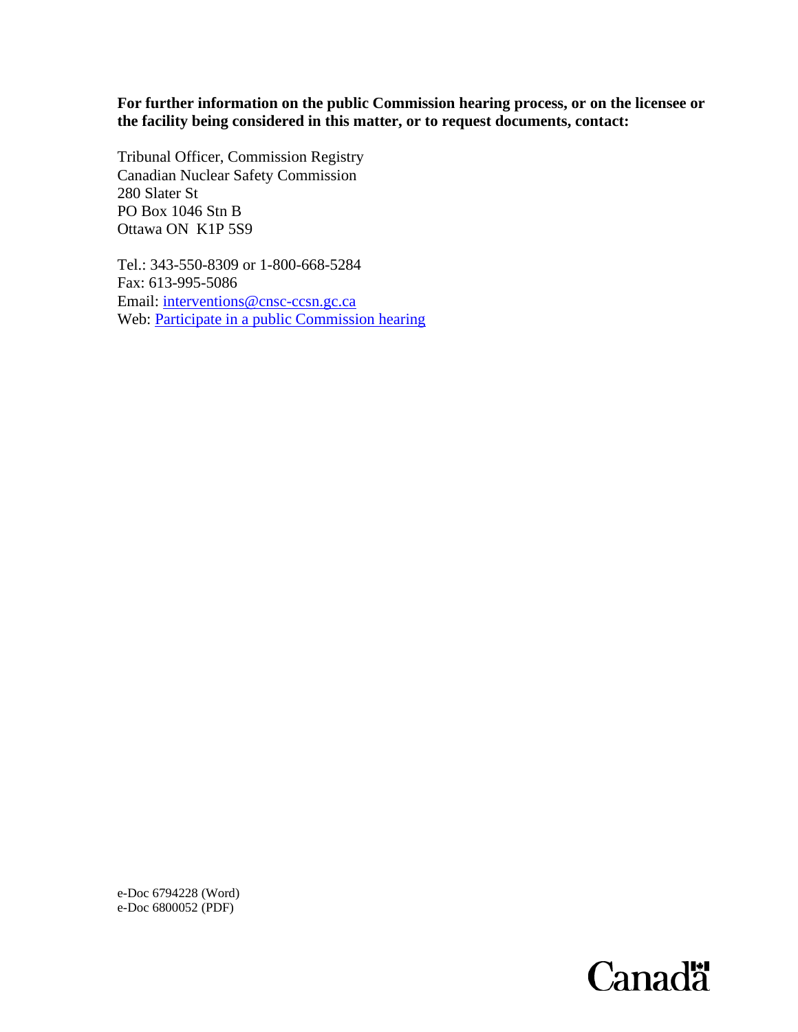**For further information on the public Commission hearing process, or on the licensee or the facility being considered in this matter, or to request documents, contact:**

Tribunal Officer, Commission Registry
Canadian Nuclear Safety Commission
280 Slater St
PO Box 1046 Stn B
Ottawa ON K1P 5S9

Tel.: 343-550-8309 or 1-800-668-5284
Fax: 613-995-5086
Email: interventions@cnsc-ccsn.gc.ca
Web: Participate in a public Commission hearing

e-Doc 6794228 (Word)
e-Doc 6800052 (PDF)

Canada